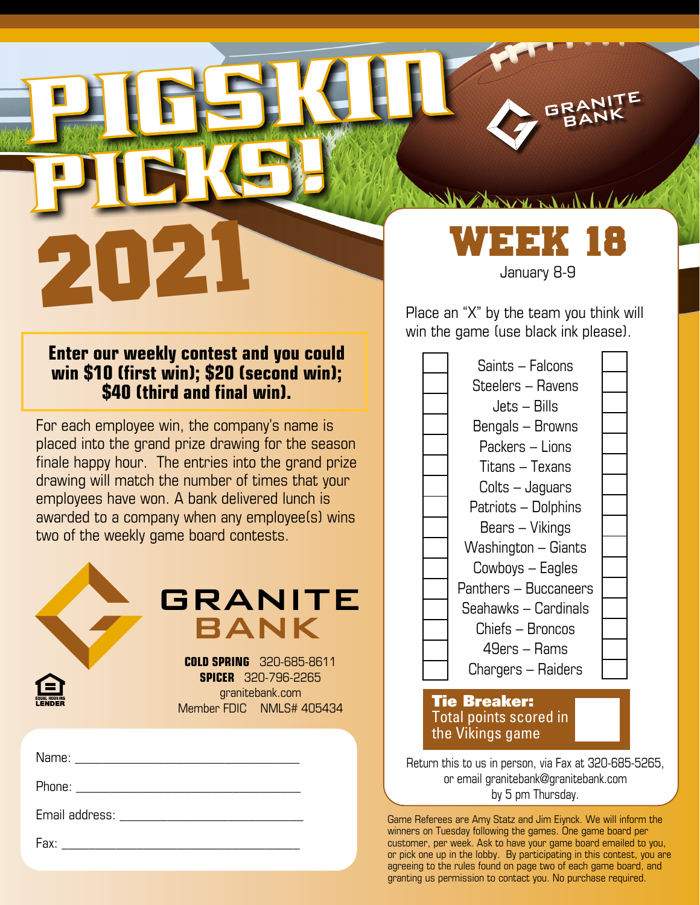# PIGSKIN PICKS! 2021

**Enter our weekly contest and you could win $10 (first win); $20 (second win); $40 (third and final win).**

For each employee win, the company's name is placed into the grand prize drawing for the season finale happy hour. The entries into the grand prize drawing will match the number of times that your employees have won. A bank delivered lunch is awarded to a company when any employee(s) wins two of the weekly game board contests.

GRANITE BANK

**COLD SPRING** 320-685-8611
**SPICER** 320-796-2265
granitebank.com
Member FDIC NMLS# 405434

EQUAL HOUSING LENDER

Name: ______________________________

Phone: ______________________________

Email address: ______________________________

Fax: ______________________________

## WEEK 18

January 8-9

Place an "X" by the team you think will win the game (use black ink please).

| | Game | |
|---|---|---|
| | Saints – Falcons | |
| | Steelers – Ravens | |
| | Jets – Bills | |
| | Bengals – Browns | |
| | Packers – Lions | |
| | Titans – Texans | |
| | Colts – Jaguars | |
| | Patriots – Dolphins | |
| | Bears – Vikings | |
| | Washington – Giants | |
| | Cowboys – Eagles | |
| | Panthers – Buccaneers | |
| | Seahawks – Cardinals | |
| | Chiefs – Broncos | |
| | 49ers – Rams | |
| | Chargers – Raiders | |

**Tie Breaker:** Total points scored in the Vikings game

Return this to us in person, via Fax at 320-685-5265, or email granitebank@granitebank.com by 5 pm Thursday.

Game Referees are Amy Statz and Jim Eiynck. We will inform the winners on Tuesday following the games. One game board per customer, per week. Ask to have your game board emailed to you, or pick one up in the lobby. By participating in this contest, you are agreeing to the rules found on page two of each game board, and granting us permission to contact you. No purchase required.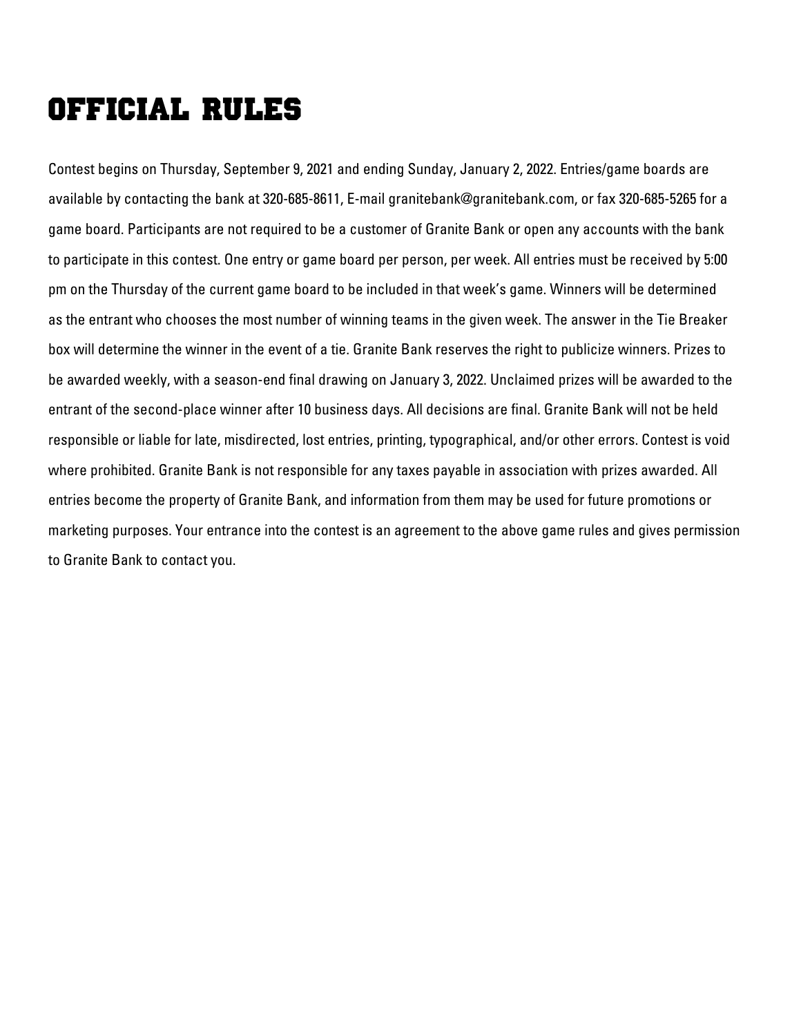# OFFICIAL RULES

Contest begins on Thursday, September 9, 2021 and ending Sunday, January 2, 2022. Entries/game boards are available by contacting the bank at 320-685-8611, E-mail granitebank@granitebank.com, or fax 320-685-5265 for a game board. Participants are not required to be a customer of Granite Bank or open any accounts with the bank to participate in this contest. One entry or game board per person, per week. All entries must be received by 5:00 pm on the Thursday of the current game board to be included in that week's game. Winners will be determined as the entrant who chooses the most number of winning teams in the given week. The answer in the Tie Breaker box will determine the winner in the event of a tie. Granite Bank reserves the right to publicize winners. Prizes to be awarded weekly, with a season-end final drawing on January 3, 2022. Unclaimed prizes will be awarded to the entrant of the second-place winner after 10 business days. All decisions are final. Granite Bank will not be held responsible or liable for late, misdirected, lost entries, printing, typographical, and/or other errors. Contest is void where prohibited. Granite Bank is not responsible for any taxes payable in association with prizes awarded. All entries become the property of Granite Bank, and information from them may be used for future promotions or marketing purposes. Your entrance into the contest is an agreement to the above game rules and gives permission to Granite Bank to contact you.